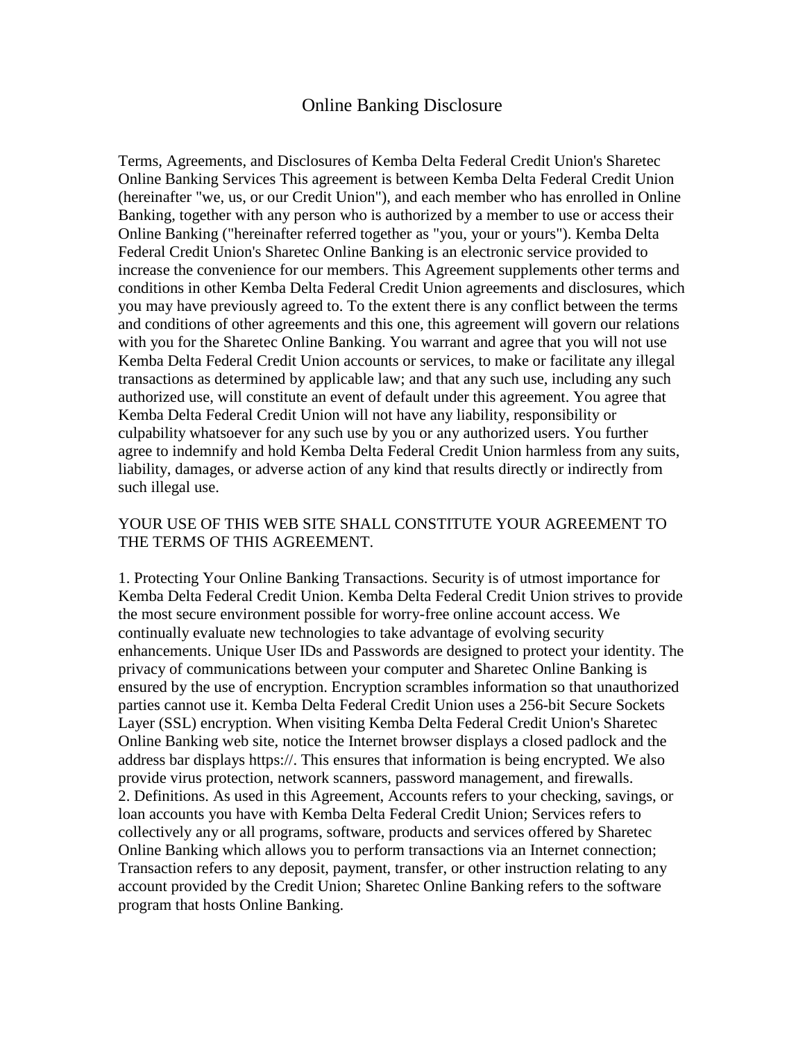# Online Banking Disclosure

Terms, Agreements, and Disclosures of Kemba Delta Federal Credit Union's Sharetec Online Banking Services This agreement is between Kemba Delta Federal Credit Union (hereinafter "we, us, or our Credit Union"), and each member who has enrolled in Online Banking, together with any person who is authorized by a member to use or access their Online Banking ("hereinafter referred together as "you, your or yours"). Kemba Delta Federal Credit Union's Sharetec Online Banking is an electronic service provided to increase the convenience for our members. This Agreement supplements other terms and conditions in other Kemba Delta Federal Credit Union agreements and disclosures, which you may have previously agreed to. To the extent there is any conflict between the terms and conditions of other agreements and this one, this agreement will govern our relations with you for the Sharetec Online Banking. You warrant and agree that you will not use Kemba Delta Federal Credit Union accounts or services, to make or facilitate any illegal transactions as determined by applicable law; and that any such use, including any such authorized use, will constitute an event of default under this agreement. You agree that Kemba Delta Federal Credit Union will not have any liability, responsibility or culpability whatsoever for any such use by you or any authorized users. You further agree to indemnify and hold Kemba Delta Federal Credit Union harmless from any suits, liability, damages, or adverse action of any kind that results directly or indirectly from such illegal use.

YOUR USE OF THIS WEB SITE SHALL CONSTITUTE YOUR AGREEMENT TO THE TERMS OF THIS AGREEMENT.

1. Protecting Your Online Banking Transactions. Security is of utmost importance for Kemba Delta Federal Credit Union. Kemba Delta Federal Credit Union strives to provide the most secure environment possible for worry-free online account access. We continually evaluate new technologies to take advantage of evolving security enhancements. Unique User IDs and Passwords are designed to protect your identity. The privacy of communications between your computer and Sharetec Online Banking is ensured by the use of encryption. Encryption scrambles information so that unauthorized parties cannot use it. Kemba Delta Federal Credit Union uses a 256-bit Secure Sockets Layer (SSL) encryption. When visiting Kemba Delta Federal Credit Union's Sharetec Online Banking web site, notice the Internet browser displays a closed padlock and the address bar displays https://. This ensures that information is being encrypted. We also provide virus protection, network scanners, password management, and firewalls.
2. Definitions. As used in this Agreement, Accounts refers to your checking, savings, or loan accounts you have with Kemba Delta Federal Credit Union; Services refers to collectively any or all programs, software, products and services offered by Sharetec Online Banking which allows you to perform transactions via an Internet connection; Transaction refers to any deposit, payment, transfer, or other instruction relating to any account provided by the Credit Union; Sharetec Online Banking refers to the software program that hosts Online Banking.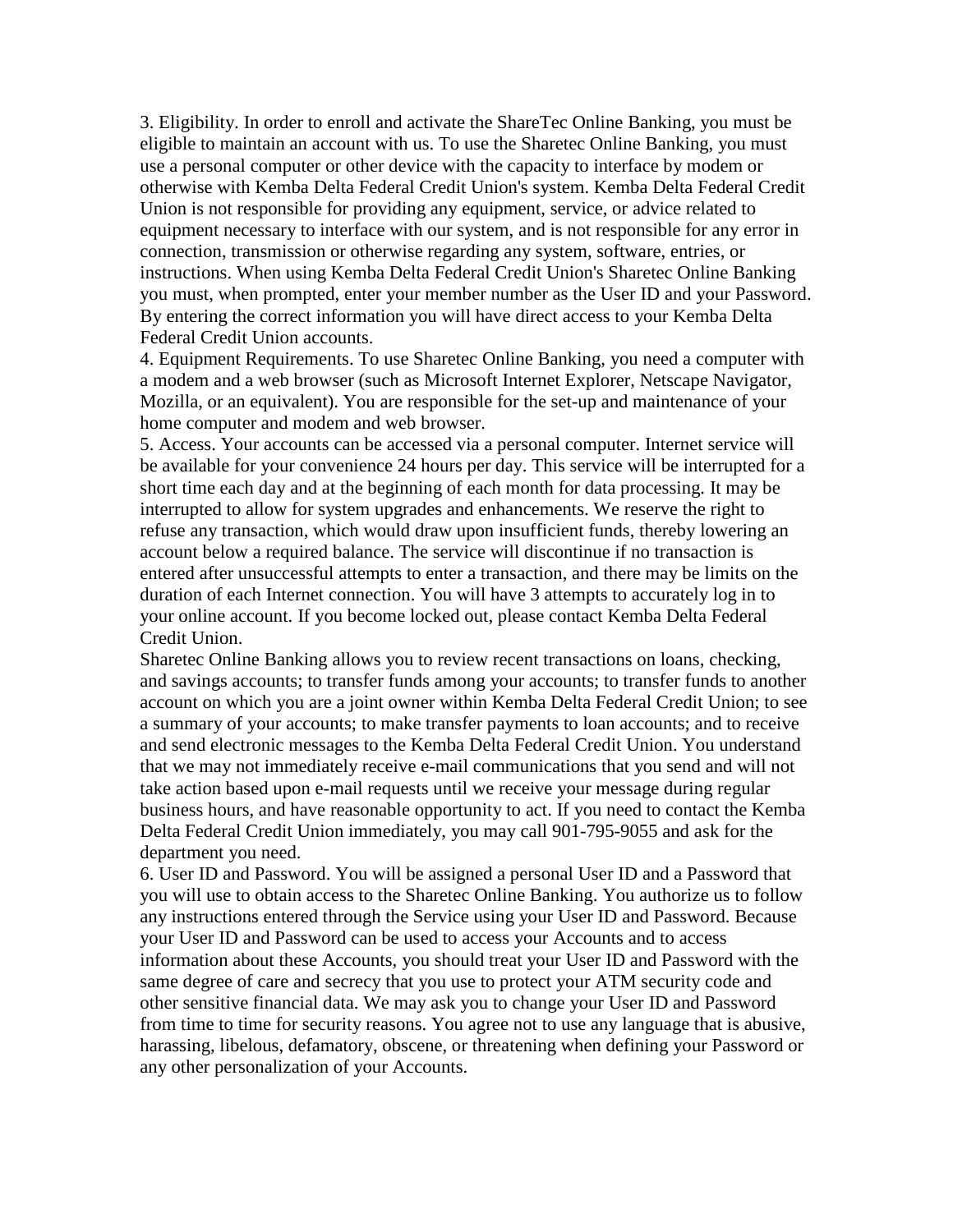3. Eligibility. In order to enroll and activate the ShareTec Online Banking, you must be eligible to maintain an account with us. To use the Sharetec Online Banking, you must use a personal computer or other device with the capacity to interface by modem or otherwise with Kemba Delta Federal Credit Union's system. Kemba Delta Federal Credit Union is not responsible for providing any equipment, service, or advice related to equipment necessary to interface with our system, and is not responsible for any error in connection, transmission or otherwise regarding any system, software, entries, or instructions. When using Kemba Delta Federal Credit Union's Sharetec Online Banking you must, when prompted, enter your member number as the User ID and your Password. By entering the correct information you will have direct access to your Kemba Delta Federal Credit Union accounts.

4. Equipment Requirements. To use Sharetec Online Banking, you need a computer with a modem and a web browser (such as Microsoft Internet Explorer, Netscape Navigator, Mozilla, or an equivalent). You are responsible for the set-up and maintenance of your home computer and modem and web browser.

5. Access. Your accounts can be accessed via a personal computer. Internet service will be available for your convenience 24 hours per day. This service will be interrupted for a short time each day and at the beginning of each month for data processing. It may be interrupted to allow for system upgrades and enhancements. We reserve the right to refuse any transaction, which would draw upon insufficient funds, thereby lowering an account below a required balance. The service will discontinue if no transaction is entered after unsuccessful attempts to enter a transaction, and there may be limits on the duration of each Internet connection. You will have 3 attempts to accurately log in to your online account. If you become locked out, please contact Kemba Delta Federal Credit Union.

Sharetec Online Banking allows you to review recent transactions on loans, checking, and savings accounts; to transfer funds among your accounts; to transfer funds to another account on which you are a joint owner within Kemba Delta Federal Credit Union; to see a summary of your accounts; to make transfer payments to loan accounts; and to receive and send electronic messages to the Kemba Delta Federal Credit Union. You understand that we may not immediately receive e-mail communications that you send and will not take action based upon e-mail requests until we receive your message during regular business hours, and have reasonable opportunity to act. If you need to contact the Kemba Delta Federal Credit Union immediately, you may call 901-795-9055 and ask for the department you need.

6. User ID and Password. You will be assigned a personal User ID and a Password that you will use to obtain access to the Sharetec Online Banking. You authorize us to follow any instructions entered through the Service using your User ID and Password. Because your User ID and Password can be used to access your Accounts and to access information about these Accounts, you should treat your User ID and Password with the same degree of care and secrecy that you use to protect your ATM security code and other sensitive financial data. We may ask you to change your User ID and Password from time to time for security reasons. You agree not to use any language that is abusive, harassing, libelous, defamatory, obscene, or threatening when defining your Password or any other personalization of your Accounts.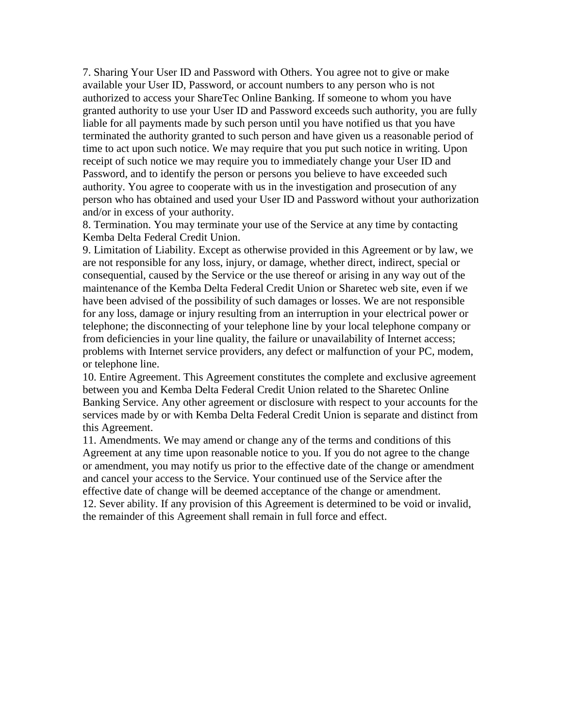7. Sharing Your User ID and Password with Others. You agree not to give or make available your User ID, Password, or account numbers to any person who is not authorized to access your ShareTec Online Banking. If someone to whom you have granted authority to use your User ID and Password exceeds such authority, you are fully liable for all payments made by such person until you have notified us that you have terminated the authority granted to such person and have given us a reasonable period of time to act upon such notice. We may require that you put such notice in writing. Upon receipt of such notice we may require you to immediately change your User ID and Password, and to identify the person or persons you believe to have exceeded such authority. You agree to cooperate with us in the investigation and prosecution of any person who has obtained and used your User ID and Password without your authorization and/or in excess of your authority.

8. Termination. You may terminate your use of the Service at any time by contacting Kemba Delta Federal Credit Union.

9. Limitation of Liability. Except as otherwise provided in this Agreement or by law, we are not responsible for any loss, injury, or damage, whether direct, indirect, special or consequential, caused by the Service or the use thereof or arising in any way out of the maintenance of the Kemba Delta Federal Credit Union or Sharetec web site, even if we have been advised of the possibility of such damages or losses. We are not responsible for any loss, damage or injury resulting from an interruption in your electrical power or telephone; the disconnecting of your telephone line by your local telephone company or from deficiencies in your line quality, the failure or unavailability of Internet access; problems with Internet service providers, any defect or malfunction of your PC, modem, or telephone line.

10. Entire Agreement. This Agreement constitutes the complete and exclusive agreement between you and Kemba Delta Federal Credit Union related to the Sharetec Online Banking Service. Any other agreement or disclosure with respect to your accounts for the services made by or with Kemba Delta Federal Credit Union is separate and distinct from this Agreement.

11. Amendments. We may amend or change any of the terms and conditions of this Agreement at any time upon reasonable notice to you. If you do not agree to the change or amendment, you may notify us prior to the effective date of the change or amendment and cancel your access to the Service. Your continued use of the Service after the effective date of change will be deemed acceptance of the change or amendment.

12. Sever ability. If any provision of this Agreement is determined to be void or invalid, the remainder of this Agreement shall remain in full force and effect.